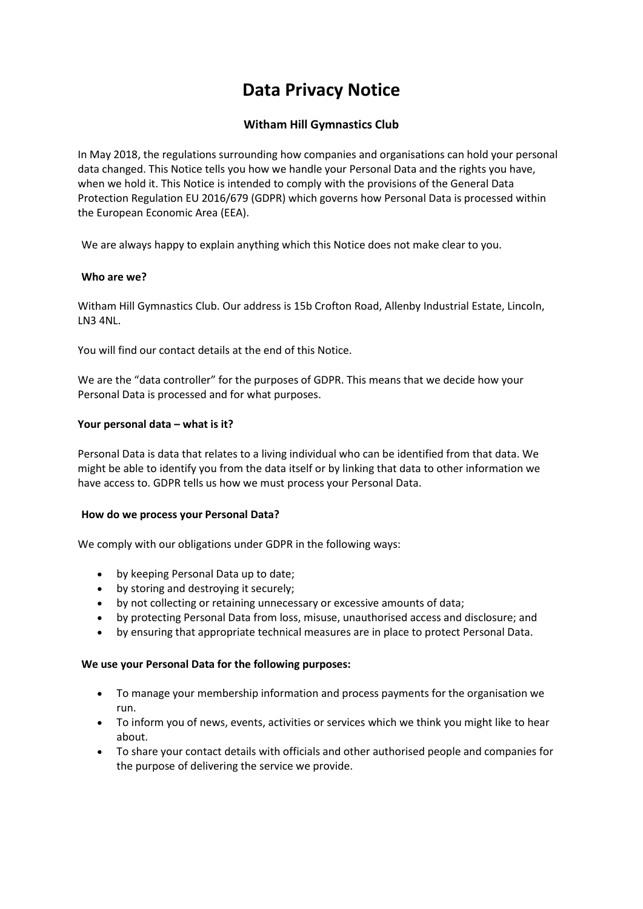# Data Privacy Notice

## Witham Hill Gymnastics Club

In May 2018, the regulations surrounding how companies and organisations can hold your personal data changed. This Notice tells you how we handle your Personal Data and the rights you have, when we hold it. This Notice is intended to comply with the provisions of the General Data Protection Regulation EU 2016/679 (GDPR) which governs how Personal Data is processed within the European Economic Area (EEA).

We are always happy to explain anything which this Notice does not make clear to you.

**Who are we?**

Witham Hill Gymnastics Club. Our address is 15b Crofton Road, Allenby Industrial Estate, Lincoln, LN3 4NL.

You will find our contact details at the end of this Notice.

We are the "data controller" for the purposes of GDPR. This means that we decide how your Personal Data is processed and for what purposes.

**Your personal data – what is it?**

Personal Data is data that relates to a living individual who can be identified from that data. We might be able to identify you from the data itself or by linking that data to other information we have access to. GDPR tells us how we must process your Personal Data.

**How do we process your Personal Data?**

We comply with our obligations under GDPR in the following ways:

- by keeping Personal Data up to date;
- by storing and destroying it securely;
- by not collecting or retaining unnecessary or excessive amounts of data;
- by protecting Personal Data from loss, misuse, unauthorised access and disclosure; and
- by ensuring that appropriate technical measures are in place to protect Personal Data.

**We use your Personal Data for the following purposes:**

- To manage your membership information and process payments for the organisation we run.
- To inform you of news, events, activities or services which we think you might like to hear about.
- To share your contact details with officials and other authorised people and companies for the purpose of delivering the service we provide.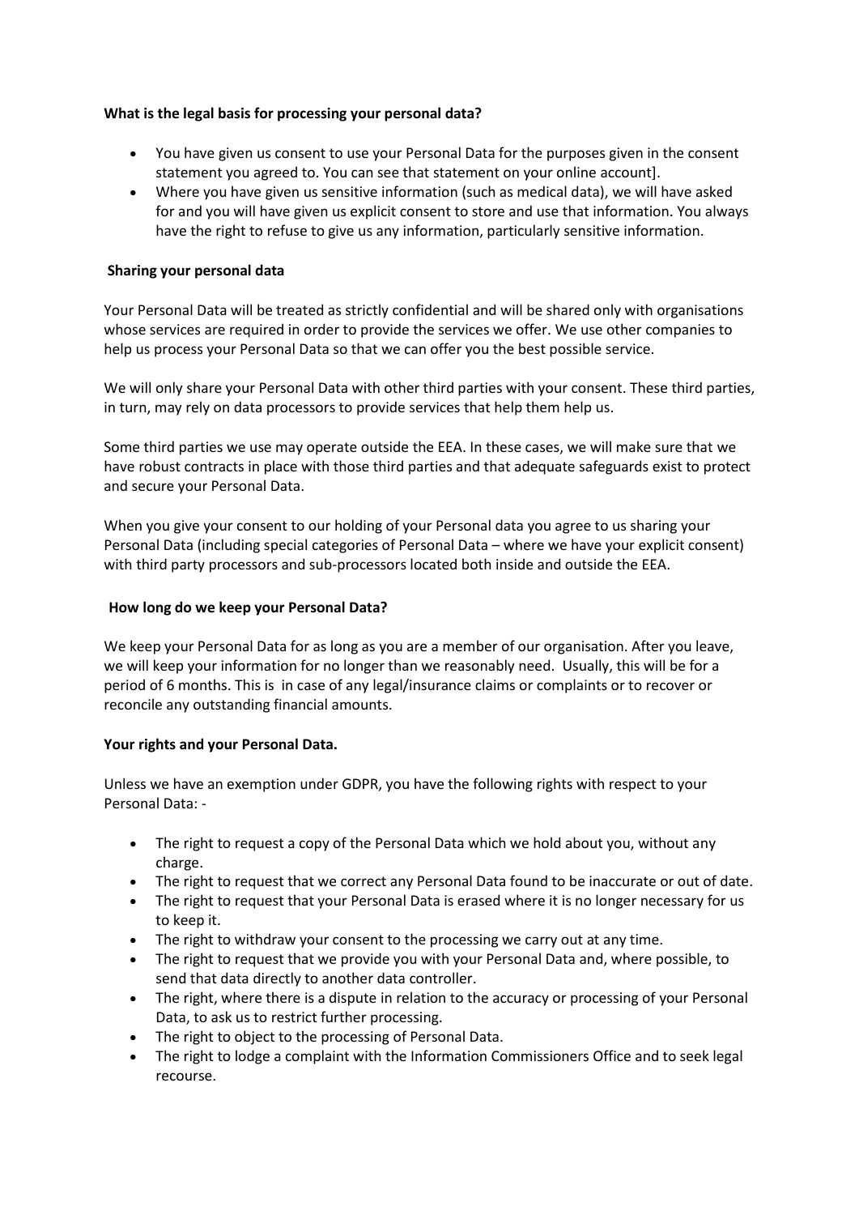**What is the legal basis for processing your personal data?**

- You have given us consent to use your Personal Data for the purposes given in the consent statement you agreed to. You can see that statement on your online account].
- Where you have given us sensitive information (such as medical data), we will have asked for and you will have given us explicit consent to store and use that information. You always have the right to refuse to give us any information, particularly sensitive information.

**Sharing your personal data**

Your Personal Data will be treated as strictly confidential and will be shared only with organisations whose services are required in order to provide the services we offer. We use other companies to help us process your Personal Data so that we can offer you the best possible service.

We will only share your Personal Data with other third parties with your consent. These third parties, in turn, may rely on data processors to provide services that help them help us.

Some third parties we use may operate outside the EEA. In these cases, we will make sure that we have robust contracts in place with those third parties and that adequate safeguards exist to protect and secure your Personal Data.

When you give your consent to our holding of your Personal data you agree to us sharing your Personal Data (including special categories of Personal Data – where we have your explicit consent) with third party processors and sub-processors located both inside and outside the EEA.

**How long do we keep your Personal Data?**

We keep your Personal Data for as long as you are a member of our organisation. After you leave, we will keep your information for no longer than we reasonably need. Usually, this will be for a period of 6 months. This is in case of any legal/insurance claims or complaints or to recover or reconcile any outstanding financial amounts.

**Your rights and your Personal Data.**

Unless we have an exemption under GDPR, you have the following rights with respect to your Personal Data: -

- The right to request a copy of the Personal Data which we hold about you, without any charge.
- The right to request that we correct any Personal Data found to be inaccurate or out of date.
- The right to request that your Personal Data is erased where it is no longer necessary for us to keep it.
- The right to withdraw your consent to the processing we carry out at any time.
- The right to request that we provide you with your Personal Data and, where possible, to send that data directly to another data controller.
- The right, where there is a dispute in relation to the accuracy or processing of your Personal Data, to ask us to restrict further processing.
- The right to object to the processing of Personal Data.
- The right to lodge a complaint with the Information Commissioners Office and to seek legal recourse.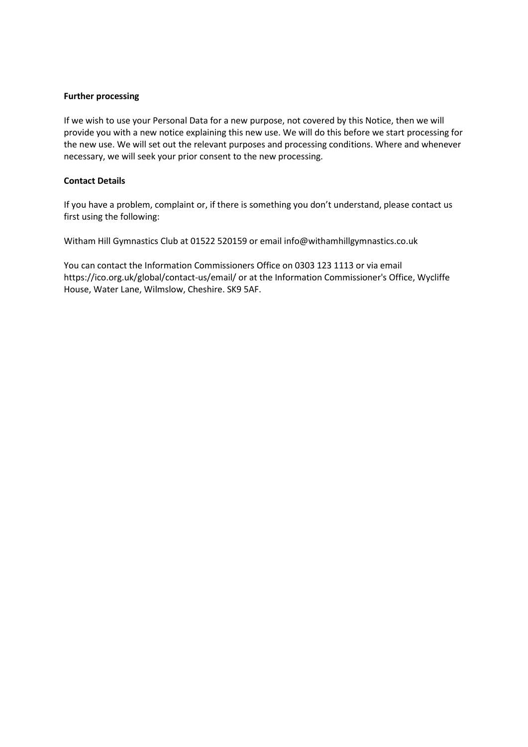**Further processing**

If we wish to use your Personal Data for a new purpose, not covered by this Notice, then we will provide you with a new notice explaining this new use. We will do this before we start processing for the new use. We will set out the relevant purposes and processing conditions. Where and whenever necessary, we will seek your prior consent to the new processing.

**Contact Details**

If you have a problem, complaint or, if there is something you don't understand, please contact us first using the following:

Witham Hill Gymnastics Club at 01522 520159 or email info@withamhillgymnastics.co.uk

You can contact the Information Commissioners Office on 0303 123 1113 or via email https://ico.org.uk/global/contact-us/email/ or at the Information Commissioner's Office, Wycliffe House, Water Lane, Wilmslow, Cheshire. SK9 5AF.